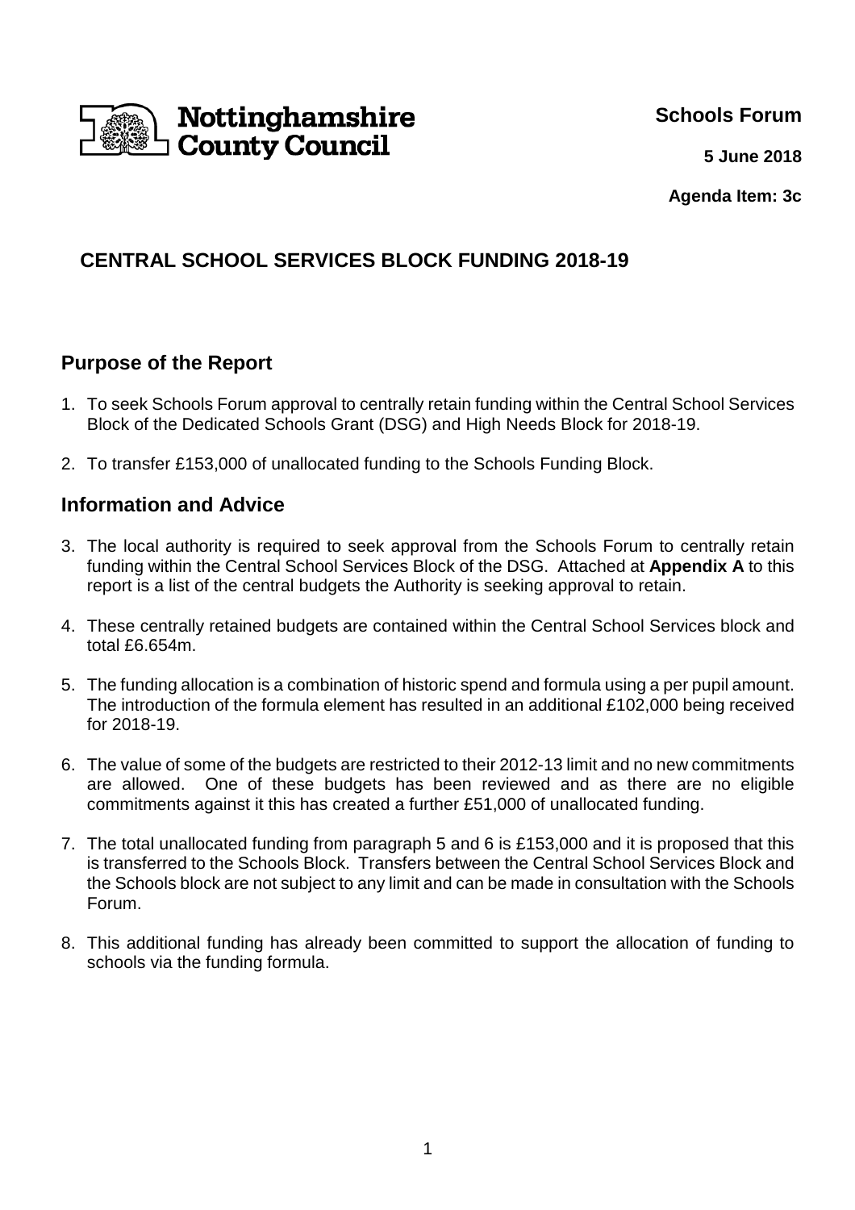Nottinghamshire County Council

**Schools Forum**

**5 June 2018**

**Agenda Item: 3c**

## CENTRAL SCHOOL SERVICES BLOCK FUNDING 2018-19

## Purpose of the Report

1. To seek Schools Forum approval to centrally retain funding within the Central School Services Block of the Dedicated Schools Grant (DSG) and High Needs Block for 2018-19.

2. To transfer £153,000 of unallocated funding to the Schools Funding Block.

## Information and Advice

3. The local authority is required to seek approval from the Schools Forum to centrally retain funding within the Central School Services Block of the DSG. Attached at **Appendix A** to this report is a list of the central budgets the Authority is seeking approval to retain.

4. These centrally retained budgets are contained within the Central School Services block and total £6.654m.

5. The funding allocation is a combination of historic spend and formula using a per pupil amount. The introduction of the formula element has resulted in an additional £102,000 being received for 2018-19.

6. The value of some of the budgets are restricted to their 2012-13 limit and no new commitments are allowed. One of these budgets has been reviewed and as there are no eligible commitments against it this has created a further £51,000 of unallocated funding.

7. The total unallocated funding from paragraph 5 and 6 is £153,000 and it is proposed that this is transferred to the Schools Block. Transfers between the Central School Services Block and the Schools block are not subject to any limit and can be made in consultation with the Schools Forum.

8. This additional funding has already been committed to support the allocation of funding to schools via the funding formula.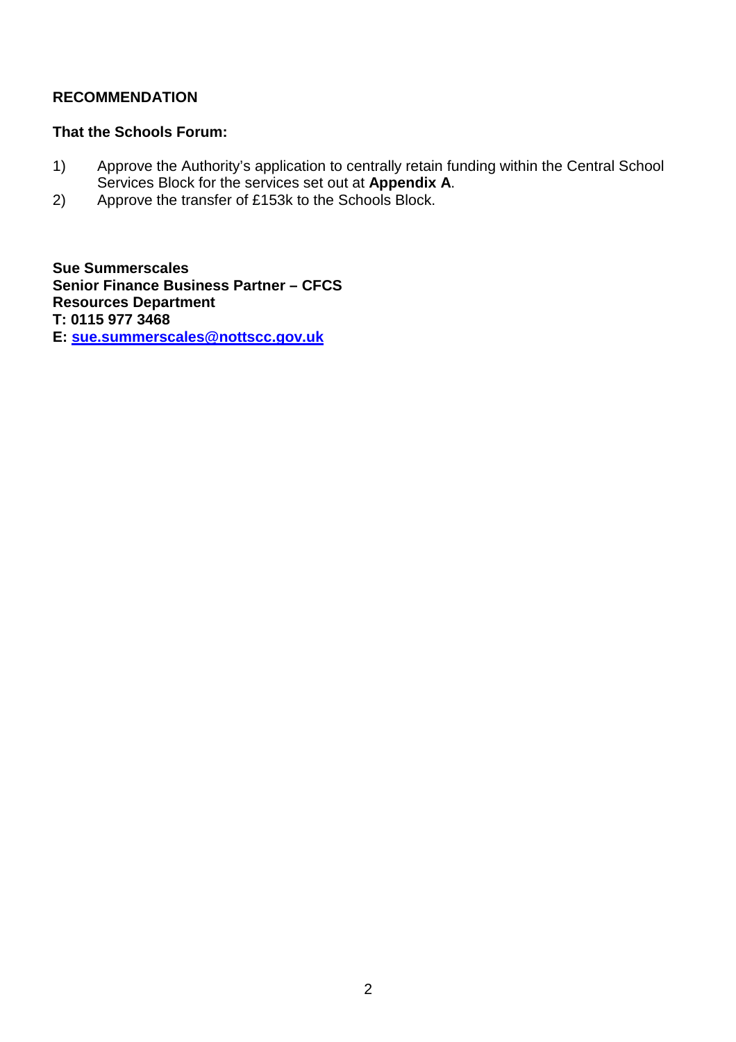## RECOMMENDATION

**That the Schools Forum:**

1) Approve the Authority's application to centrally retain funding within the Central School Services Block for the services set out at **Appendix A**.
2) Approve the transfer of £153k to the Schools Block.

**Sue Summerscales**
**Senior Finance Business Partner – CFCS**
**Resources Department**
**T: 0115 977 3468**
**E: sue.summerscales@nottscc.gov.uk**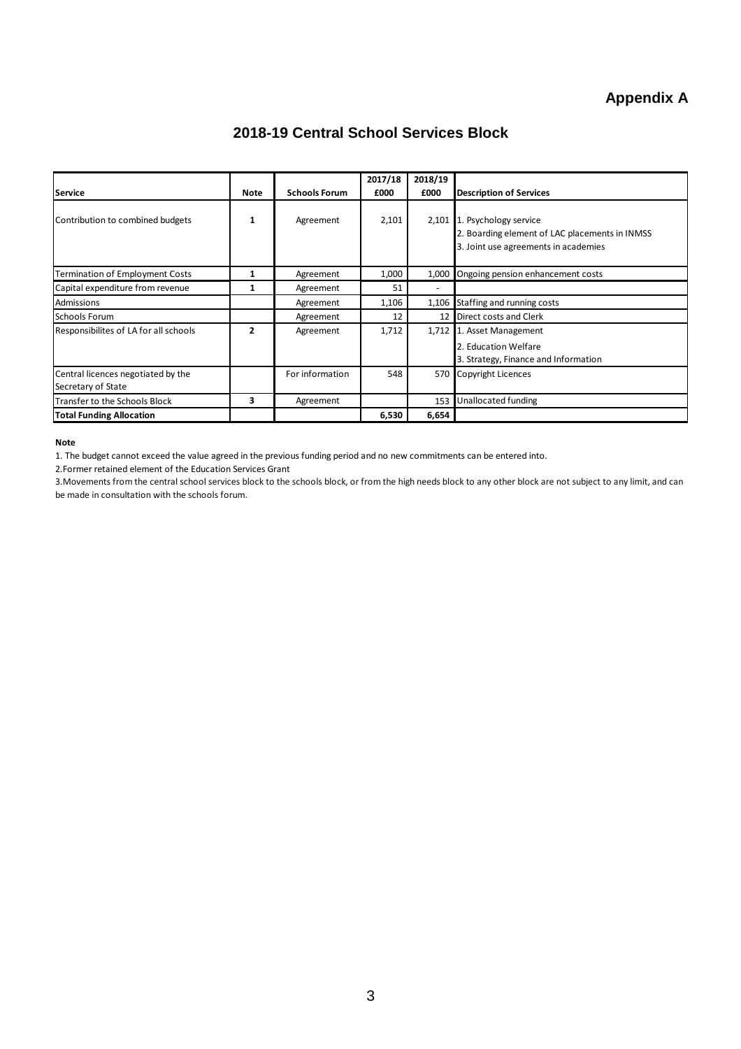**Appendix A**

## 2018-19 Central School Services Block

| Service | Note | Schools Forum | 2017/18 £000 | 2018/19 £000 | Description of Services |
|---|---|---|---|---|---|
| Contribution to combined budgets | 1 | Agreement | 2,101 | 2,101 | 1. Psychology service<br>2. Boarding element of LAC placements in INMSS<br>3. Joint use agreements in academies |
| Termination of Employment Costs | 1 | Agreement | 1,000 | 1,000 | Ongoing pension enhancement costs |
| Capital expenditure from revenue | 1 | Agreement | 51 | - | |
| Admissions | | Agreement | 1,106 | 1,106 | Staffing and running costs |
| Schools Forum | | Agreement | 12 | 12 | Direct costs and Clerk |
| Responsibilites of LA for all schools | 2 | Agreement | 1,712 | 1,712 | 1. Asset Management<br>2. Education Welfare<br>3. Strategy, Finance and Information |
| Central licences negotiated by the Secretary of State | | For information | 548 | 570 | Copyright Licences |
| Transfer to the Schools Block | 3 | Agreement | | 153 | Unallocated funding |
| **Total Funding Allocation** | | | **6,530** | **6,654** | |

**Note**

1. The budget cannot exceed the value agreed in the previous funding period and no new commitments can be entered into.

2. Former retained element of the Education Services Grant

3. Movements from the central school services block to the schools block, or from the high needs block to any other block are not subject to any limit, and can be made in consultation with the schools forum.